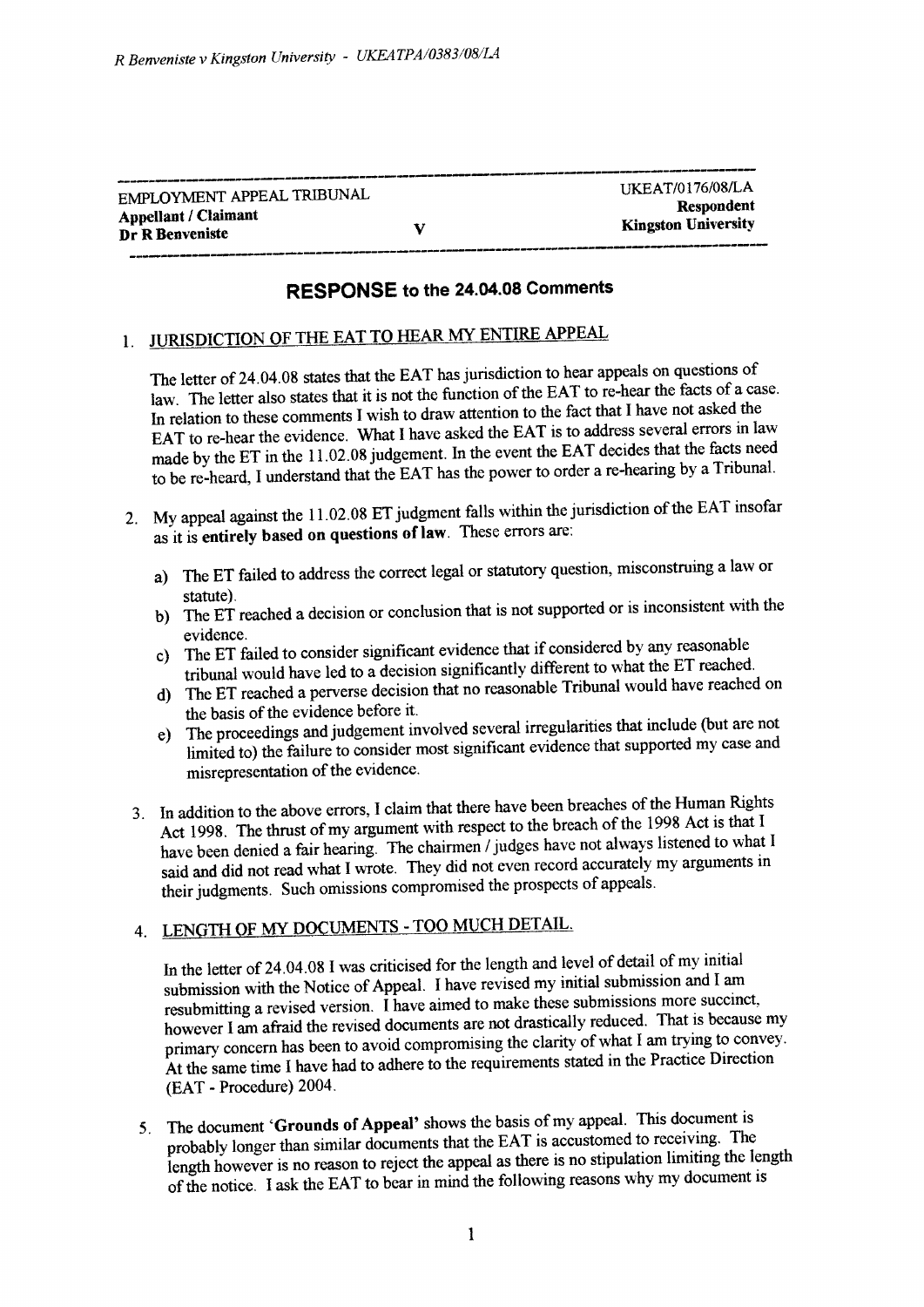EMPLOYMENT APPEAL TRIBUNAL — UKEAT/0176/08/LA

**Appellant / Claimant**
**Dr R Benveniste**

V

**Respondent**
**Kingston University**

## RESPONSE to the 24.04.08 Comments

1. JURISDICTION OF THE EAT TO HEAR MY ENTIRE APPEAL

   The letter of 24.04.08 states that the EAT has jurisdiction to hear appeals on questions of law. The letter also states that it is not the function of the EAT to re-hear the facts of a case. In relation to these comments I wish to draw attention to the fact that I have not asked the EAT to re-hear the evidence. What I have asked the EAT is to address several errors in law made by the ET in the 11.02.08 judgement. In the event the EAT decides that the facts need to be re-heard, I understand that the EAT has the power to order a re-hearing by a Tribunal.

2. My appeal against the 11.02.08 ET judgment falls within the jurisdiction of the EAT insofar as it is **entirely based on questions of law**. These errors are:

   a) The ET failed to address the correct legal or statutory question, misconstruing a law or statute).
   b) The ET reached a decision or conclusion that is not supported or is inconsistent with the evidence.
   c) The ET failed to consider significant evidence that if considered by any reasonable tribunal would have led to a decision significantly different to what the ET reached.
   d) The ET reached a perverse decision that no reasonable Tribunal would have reached on the basis of the evidence before it.
   e) The proceedings and judgement involved several irregularities that include (but are not limited to) the failure to consider most significant evidence that supported my case and misrepresentation of the evidence.

3. In addition to the above errors, I claim that there have been breaches of the Human Rights Act 1998. The thrust of my argument with respect to the breach of the 1998 Act is that I have been denied a fair hearing. The chairmen / judges have not always listened to what I said and did not read what I wrote. They did not even record accurately my arguments in their judgments. Such omissions compromised the prospects of appeals.

4. LENGTH OF MY DOCUMENTS - TOO MUCH DETAIL.

   In the letter of 24.04.08 I was criticised for the length and level of detail of my initial submission with the Notice of Appeal. I have revised my initial submission and I am resubmitting a revised version. I have aimed to make these submissions more succinct, however I am afraid the revised documents are not drastically reduced. That is because my primary concern has been to avoid compromising the clarity of what I am trying to convey. At the same time I have had to adhere to the requirements stated in the Practice Direction (EAT - Procedure) 2004.

5. The document '**Grounds of Appeal**' shows the basis of my appeal. This document is probably longer than similar documents that the EAT is accustomed to receiving. The length however is no reason to reject the appeal as there is no stipulation limiting the length of the notice. I ask the EAT to bear in mind the following reasons why my document is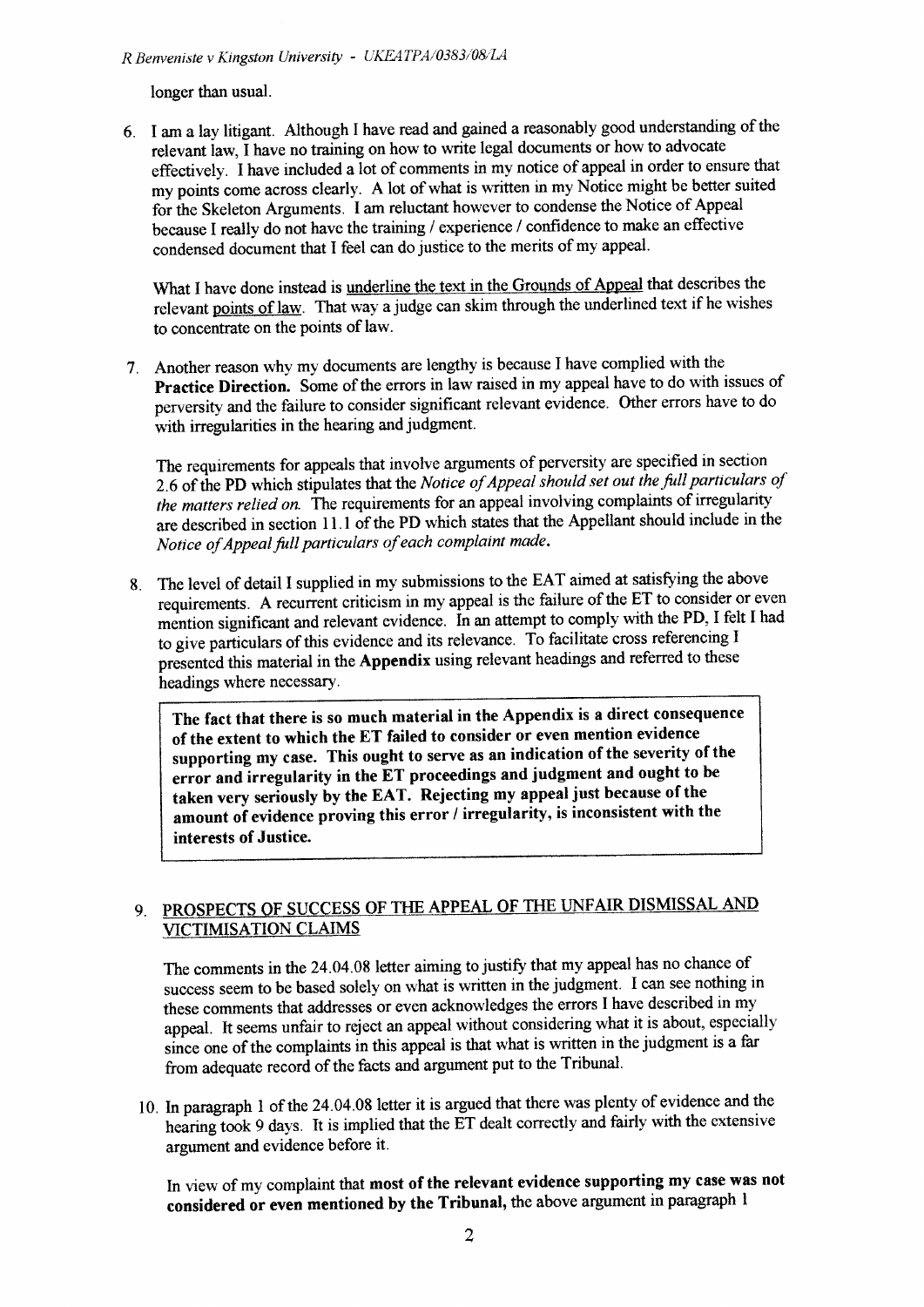longer than usual.

6. I am a lay litigant. Although I have read and gained a reasonably good understanding of the relevant law, I have no training on how to write legal documents or how to advocate effectively. I have included a lot of comments in my notice of appeal in order to ensure that my points come across clearly. A lot of what is written in my Notice might be better suited for the Skeleton Arguments. I am reluctant however to condense the Notice of Appeal because I really do not have the training / experience / confidence to make an effective condensed document that I feel can do justice to the merits of my appeal.

   What I have done instead is <u>underline the text in the Grounds of Appeal</u> that describes the relevant <u>points of law</u>. That way a judge can skim through the underlined text if he wishes to concentrate on the points of law.

7. Another reason why my documents are lengthy is because I have complied with the **Practice Direction.** Some of the errors in law raised in my appeal have to do with issues of perversity and the failure to consider significant relevant evidence. Other errors have to do with irregularities in the hearing and judgment.

   The requirements for appeals that involve arguments of perversity are specified in section 2.6 of the PD which stipulates that the *Notice of Appeal should set out the full particulars of the matters relied on.* The requirements for an appeal involving complaints of irregularity are described in section 11.1 of the PD which states that the Appellant should include in the *Notice of Appeal full particulars of each complaint made*.

8. The level of detail I supplied in my submissions to the EAT aimed at satisfying the above requirements. A recurrent criticism in my appeal is the failure of the ET to consider or even mention significant and relevant evidence. In an attempt to comply with the PD, I felt I had to give particulars of this evidence and its relevance. To facilitate cross referencing I presented this material in the **Appendix** using relevant headings and referred to these headings where necessary.

   **The fact that there is so much material in the Appendix is a direct consequence of the extent to which the ET failed to consider or even mention evidence supporting my case. This ought to serve as an indication of the severity of the error and irregularity in the ET proceedings and judgment and ought to be taken very seriously by the EAT. Rejecting my appeal just because of the amount of evidence proving this error / irregularity, is inconsistent with the interests of Justice.**

9. <u>PROSPECTS OF SUCCESS OF THE APPEAL OF THE UNFAIR DISMISSAL AND VICTIMISATION CLAIMS</u>

   The comments in the 24.04.08 letter aiming to justify that my appeal has no chance of success seem to be based solely on what is written in the judgment. I can see nothing in these comments that addresses or even acknowledges the errors I have described in my appeal. It seems unfair to reject an appeal without considering what it is about, especially since one of the complaints in this appeal is that what is written in the judgment is a far from adequate record of the facts and argument put to the Tribunal.

10. In paragraph 1 of the 24.04.08 letter it is argued that there was plenty of evidence and the hearing took 9 days. It is implied that the ET dealt correctly and fairly with the extensive argument and evidence before it.

    In view of my complaint that **most of the relevant evidence supporting my case was not considered or even mentioned by the Tribunal,** the above argument in paragraph 1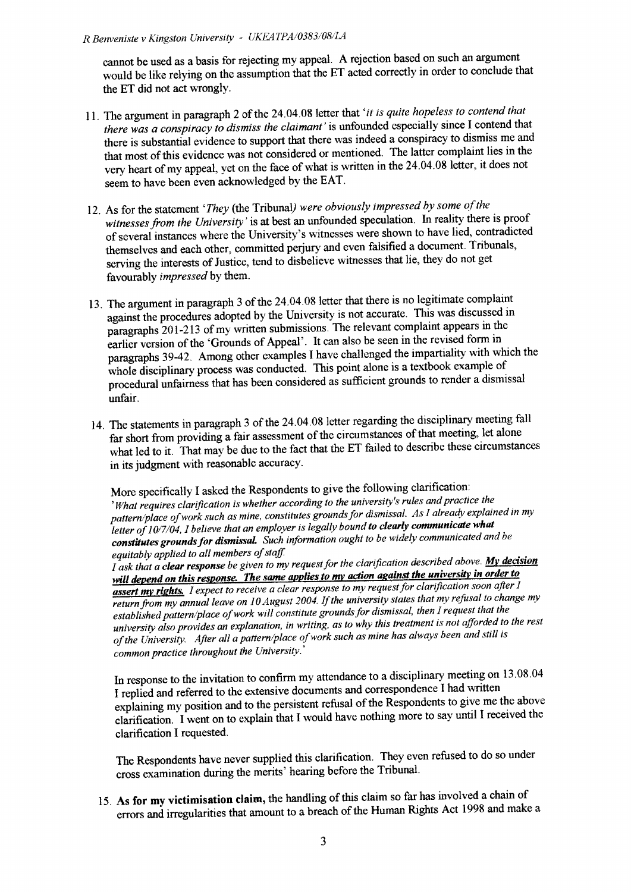cannot be used as a basis for rejecting my appeal. A rejection based on such an argument would be like relying on the assumption that the ET acted correctly in order to conclude that the ET did not act wrongly.

11. The argument in paragraph 2 of the 24.04.08 letter that '*it is quite hopeless to contend that there was a conspiracy to dismiss the claimant*' is unfounded especially since I contend that there is substantial evidence to support that there was indeed a conspiracy to dismiss me and that most of this evidence was not considered or mentioned. The latter complaint lies in the very heart of my appeal, yet on the face of what is written in the 24.04.08 letter, it does not seem to have been even acknowledged by the EAT.

12. As for the statement '*They* (the Tribunal*) were obviously impressed by some of the witnesses from the University*' is at best an unfounded speculation. In reality there is proof of several instances where the University's witnesses were shown to have lied, contradicted themselves and each other, committed perjury and even falsified a document. Tribunals, serving the interests of Justice, tend to disbelieve witnesses that lie, they do not get favourably *impressed* by them.

13. The argument in paragraph 3 of the 24.04.08 letter that there is no legitimate complaint against the procedures adopted by the University is not accurate. This was discussed in paragraphs 201-213 of my written submissions. The relevant complaint appears in the earlier version of the 'Grounds of Appeal'. It can also be seen in the revised form in paragraphs 39-42. Among other examples I have challenged the impartiality with which the whole disciplinary process was conducted. This point alone is a textbook example of procedural unfairness that has been considered as sufficient grounds to render a dismissal unfair.

14. The statements in paragraph 3 of the 24.04.08 letter regarding the disciplinary meeting fall far short from providing a fair assessment of the circumstances of that meeting, let alone what led to it. That may be due to the fact that the ET failed to describe these circumstances in its judgment with reasonable accuracy.

    More specifically I asked the Respondents to give the following clarification:
    '*What requires clarification is whether according to the university's rules and practice the pattern/place of work such as mine, constitutes grounds for dismissal. As I already explained in my letter of 10/7/04, I believe that an employer is legally bound* ***to clearly communicate what constitutes grounds for dismissal.*** *Such information ought to be widely communicated and be equitably applied to all members of staff.*
    *I ask that a* ***clear response*** *be given to my request for the clarification described above.* ***<u>My decision will depend on this response. The same applies to my action against the university in order to assert my rights.</u>*** *I expect to receive a clear response to my request for clarification soon after I return from my annual leave on 10 August 2004. If the university states that my refusal to change my established pattern/place of work will constitute grounds for dismissal, then I request that the university also provides an explanation, in writing, as to why this treatment is not afforded to the rest of the University. After all a pattern/place of work such as mine has always been and still is common practice throughout the University.*'

    In response to the invitation to confirm my attendance to a disciplinary meeting on 13.08.04 I replied and referred to the extensive documents and correspondence I had written explaining my position and to the persistent refusal of the Respondents to give me the above clarification. I went on to explain that I would have nothing more to say until I received the clarification I requested.

    The Respondents have never supplied this clarification. They even refused to do so under cross examination during the merits' hearing before the Tribunal.

15. **As for my victimisation claim,** the handling of this claim so far has involved a chain of errors and irregularities that amount to a breach of the Human Rights Act 1998 and make a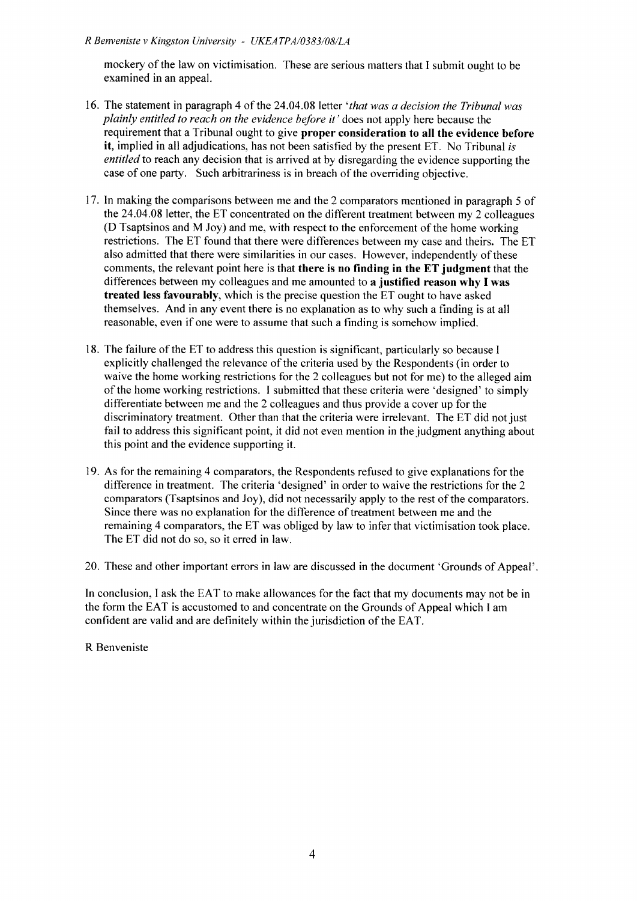mockery of the law on victimisation. These are serious matters that I submit ought to be examined in an appeal.

16. The statement in paragraph 4 of the 24.04.08 letter '*that was a decision the Tribunal was plainly entitled to reach on the evidence before it*' does not apply here because the requirement that a Tribunal ought to give **proper consideration to all the evidence before it**, implied in all adjudications, has not been satisfied by the present ET. No Tribunal *is entitled* to reach any decision that is arrived at by disregarding the evidence supporting the case of one party. Such arbitrariness is in breach of the overriding objective.

17. In making the comparisons between me and the 2 comparators mentioned in paragraph 5 of the 24.04.08 letter, the ET concentrated on the different treatment between my 2 colleagues (D Tsaptsinos and M Joy) and me, with respect to the enforcement of the home working restrictions. The ET found that there were differences between my case and theirs. The ET also admitted that there were similarities in our cases. However, independently of these comments, the relevant point here is that **there is no finding in the ET judgment** that the differences between my colleagues and me amounted to **a justified reason why I was treated less favourably**, which is the precise question the ET ought to have asked themselves. And in any event there is no explanation as to why such a finding is at all reasonable, even if one were to assume that such a finding is somehow implied.

18. The failure of the ET to address this question is significant, particularly so because I explicitly challenged the relevance of the criteria used by the Respondents (in order to waive the home working restrictions for the 2 colleagues but not for me) to the alleged aim of the home working restrictions. I submitted that these criteria were 'designed' to simply differentiate between me and the 2 colleagues and thus provide a cover up for the discriminatory treatment. Other than that the criteria were irrelevant. The ET did not just fail to address this significant point, it did not even mention in the judgment anything about this point and the evidence supporting it.

19. As for the remaining 4 comparators, the Respondents refused to give explanations for the difference in treatment. The criteria 'designed' in order to waive the restrictions for the 2 comparators (Tsaptsinos and Joy), did not necessarily apply to the rest of the comparators. Since there was no explanation for the difference of treatment between me and the remaining 4 comparators, the ET was obliged by law to infer that victimisation took place. The ET did not do so, so it erred in law.

20. These and other important errors in law are discussed in the document 'Grounds of Appeal'.

In conclusion, I ask the EAT to make allowances for the fact that my documents may not be in the form the EAT is accustomed to and concentrate on the Grounds of Appeal which I am confident are valid and are definitely within the jurisdiction of the EAT.

R Benveniste